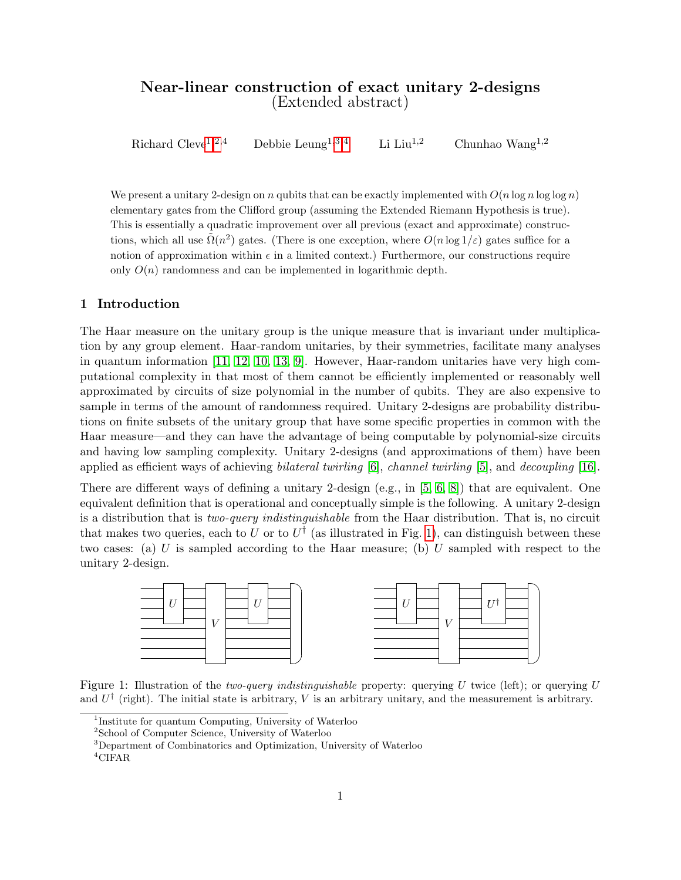# Near-linear construction of exact unitary 2-designs
(Extended abstract)

Richard Cleve[1,2,4] Debbie Leung[1,3,4] Li Liu[1,2] Chunhao Wang[1,2]

We present a unitary 2-design on $n$ qubits that can be exactly implemented with $O(n \log n \log \log n)$ elementary gates from the Clifford group (assuming the Extended Riemann Hypothesis is true). This is essentially a quadratic improvement over all previous (exact and approximate) constructions, which all use $\tilde{\Omega}(n^2)$ gates. (There is one exception, where $O(n \log 1/\varepsilon)$ gates suffice for a notion of approximation within $\epsilon$ in a limited context.) Furthermore, our constructions require only $O(n)$ randomness and can be implemented in logarithmic depth.

## 1 Introduction

The Haar measure on the unitary group is the unique measure that is invariant under multiplication by any group element. Haar-random unitaries, by their symmetries, facilitate many analyses in quantum information [11, 12, 10, 13, 9]. However, Haar-random unitaries have very high computational complexity in that most of them cannot be efficiently implemented or reasonably well approximated by circuits of size polynomial in the number of qubits. They are also expensive to sample in terms of the amount of randomness required. Unitary 2-designs are probability distributions on finite subsets of the unitary group that have some specific properties in common with the Haar measure—and they can have the advantage of being computable by polynomial-size circuits and having low sampling complexity. Unitary 2-designs (and approximations of them) have been applied as efficient ways of achieving *bilateral twirling* [6], *channel twirling* [5], and *decoupling* [16].

There are different ways of defining a unitary 2-design (e.g., in [5, 6, 8]) that are equivalent. One equivalent definition that is operational and conceptually simple is the following. A unitary 2-design is a distribution that is *two-query indistinguishable* from the Haar distribution. That is, no circuit that makes two queries, each to $U$ or to $U^\dagger$ (as illustrated in Fig. 1), can distinguish between these two cases: (a) $U$ is sampled according to the Haar measure; (b) $U$ sampled with respect to the unitary 2-design.

Figure 1: Illustration of the *two-query indistinguishable* property: querying $U$ twice (left); or querying $U$ and $U^\dagger$ (right). The initial state is arbitrary, $V$ is an arbitrary unitary, and the measurement is arbitrary.

[1] Institute for quantum Computing, University of Waterloo
[2] School of Computer Science, University of Waterloo
[3] Department of Combinatorics and Optimization, University of Waterloo
[4] CIFAR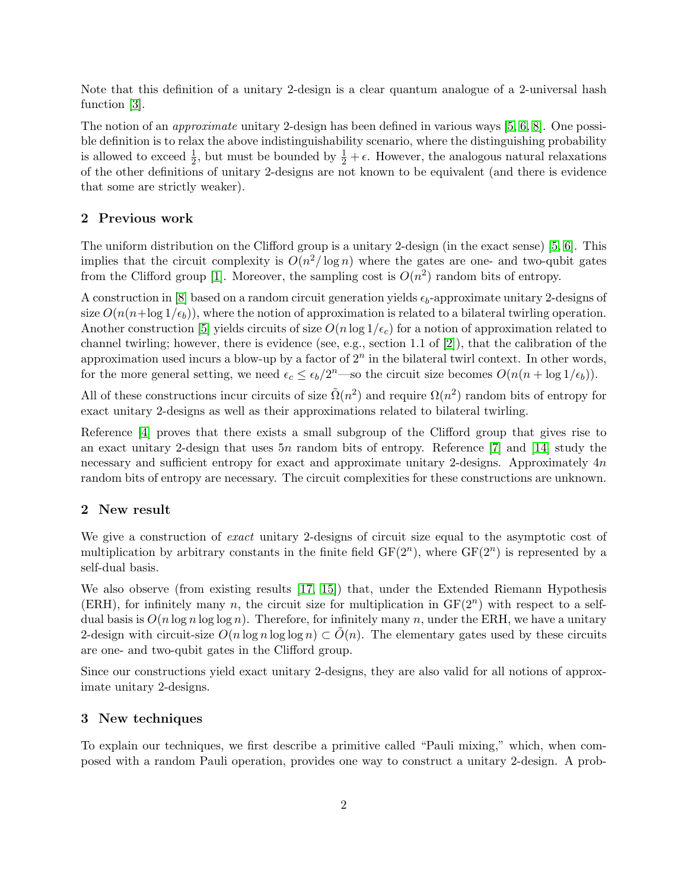Note that this definition of a unitary 2-design is a clear quantum analogue of a 2-universal hash function [3].

The notion of an *approximate* unitary 2-design has been defined in various ways [5, 6, 8]. One possible definition is to relax the above indistinguishability scenario, where the distinguishing probability is allowed to exceed $\frac{1}{2}$, but must be bounded by $\frac{1}{2} + \epsilon$. However, the analogous natural relaxations of the other definitions of unitary 2-designs are not known to be equivalent (and there is evidence that some are strictly weaker).

## 2 Previous work

The uniform distribution on the Clifford group is a unitary 2-design (in the exact sense) [5, 6]. This implies that the circuit complexity is $O(n^2/\log n)$ where the gates are one- and two-qubit gates from the Clifford group [1]. Moreover, the sampling cost is $O(n^2)$ random bits of entropy.

A construction in [8] based on a random circuit generation yields $\epsilon_b$-approximate unitary 2-designs of size $O(n(n+\log 1/\epsilon_b))$, where the notion of approximation is related to a bilateral twirling operation. Another construction [5] yields circuits of size $O(n \log 1/\epsilon_c)$ for a notion of approximation related to channel twirling; however, there is evidence (see, e.g., section 1.1 of [2]), that the calibration of the approximation used incurs a blow-up by a factor of $2^n$ in the bilateral twirl context. In other words, for the more general setting, we need $\epsilon_c \leq \epsilon_b/2^n$—so the circuit size becomes $O(n(n + \log 1/\epsilon_b))$.

All of these constructions incur circuits of size $\tilde{\Omega}(n^2)$ and require $\Omega(n^2)$ random bits of entropy for exact unitary 2-designs as well as their approximations related to bilateral twirling.

Reference [4] proves that there exists a small subgroup of the Clifford group that gives rise to an exact unitary 2-design that uses $5n$ random bits of entropy. Reference [7] and [14] study the necessary and sufficient entropy for exact and approximate unitary 2-designs. Approximately $4n$ random bits of entropy are necessary. The circuit complexities for these constructions are unknown.

## 2 New result

We give a construction of *exact* unitary 2-designs of circuit size equal to the asymptotic cost of multiplication by arbitrary constants in the finite field $\mathrm{GF}(2^n)$, where $\mathrm{GF}(2^n)$ is represented by a self-dual basis.

We also observe (from existing results [17, 15]) that, under the Extended Riemann Hypothesis (ERH), for infinitely many $n$, the circuit size for multiplication in $\mathrm{GF}(2^n)$ with respect to a self-dual basis is $O(n \log n \log \log n)$. Therefore, for infinitely many $n$, under the ERH, we have a unitary 2-design with circuit-size $O(n \log n \log \log n) \subset \tilde{O}(n)$. The elementary gates used by these circuits are one- and two-qubit gates in the Clifford group.

Since our constructions yield exact unitary 2-designs, they are also valid for all notions of approximate unitary 2-designs.

## 3 New techniques

To explain our techniques, we first describe a primitive called "Pauli mixing," which, when composed with a random Pauli operation, provides one way to construct a unitary 2-design. A prob-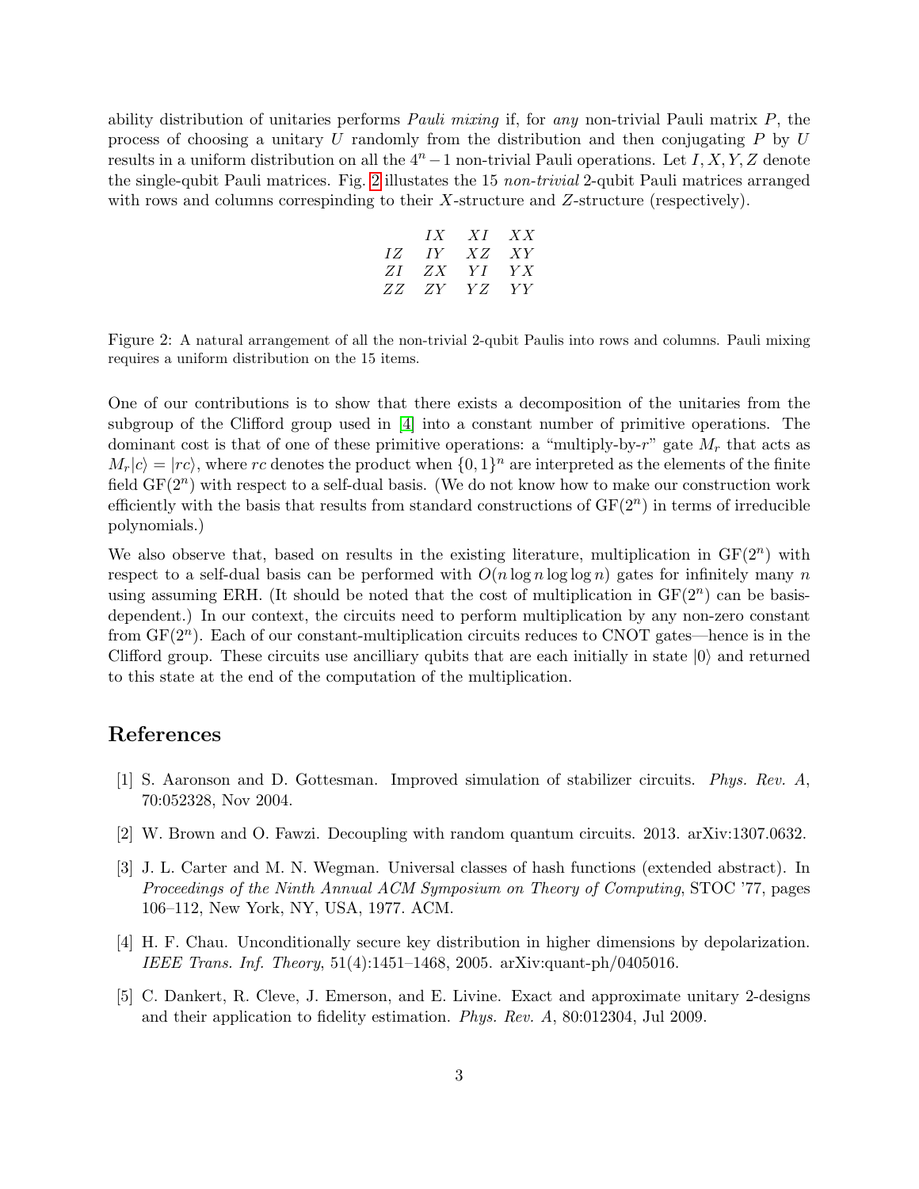ability distribution of unitaries performs *Pauli mixing* if, for *any* non-trivial Pauli matrix $P$, the process of choosing a unitary $U$ randomly from the distribution and then conjugating $P$ by $U$ results in a uniform distribution on all the $4^n - 1$ non-trivial Pauli operations. Let $I, X, Y, Z$ denote the single-qubit Pauli matrices. Fig. 2 illustates the 15 *non-trivial* 2-qubit Pauli matrices arranged with rows and columns correspinding to their $X$-structure and $Z$-structure (respectively).

| | $IX$ | $XI$ | $XX$ |
|---|---|---|---|
| $IZ$ | $IY$ | $XZ$ | $XY$ |
| $ZI$ | $ZX$ | $YI$ | $YX$ |
| $ZZ$ | $ZY$ | $YZ$ | $YY$ |

Figure 2: A natural arrangement of all the non-trivial 2-qubit Paulis into rows and columns. Pauli mixing requires a uniform distribution on the 15 items.

One of our contributions is to show that there exists a decomposition of the unitaries from the subgroup of the Clifford group used in [4] into a constant number of primitive operations. The dominant cost is that of one of these primitive operations: a "multiply-by-$r$" gate $M_r$ that acts as $M_r|c\rangle = |rc\rangle$, where $rc$ denotes the product when $\{0,1\}^n$ are interpreted as the elements of the finite field $\mathrm{GF}(2^n)$ with respect to a self-dual basis. (We do not know how to make our construction work efficiently with the basis that results from standard constructions of $\mathrm{GF}(2^n)$ in terms of irreducible polynomials.)

We also observe that, based on results in the existing literature, multiplication in $\mathrm{GF}(2^n)$ with respect to a self-dual basis can be performed with $O(n \log n \log\log n)$ gates for infinitely many $n$ using assuming ERH. (It should be noted that the cost of multiplication in $\mathrm{GF}(2^n)$ can be basis-dependent.) In our context, the circuits need to perform multiplication by any non-zero constant from $\mathrm{GF}(2^n)$. Each of our constant-multiplication circuits reduces to CNOT gates—hence is in the Clifford group. These circuits use ancilliary qubits that are each initially in state $|0\rangle$ and returned to this state at the end of the computation of the multiplication.

# References

[1] S. Aaronson and D. Gottesman. Improved simulation of stabilizer circuits. *Phys. Rev. A*, 70:052328, Nov 2004.

[2] W. Brown and O. Fawzi. Decoupling with random quantum circuits. 2013. arXiv:1307.0632.

[3] J. L. Carter and M. N. Wegman. Universal classes of hash functions (extended abstract). In *Proceedings of the Ninth Annual ACM Symposium on Theory of Computing*, STOC '77, pages 106–112, New York, NY, USA, 1977. ACM.

[4] H. F. Chau. Unconditionally secure key distribution in higher dimensions by depolarization. *IEEE Trans. Inf. Theory*, 51(4):1451–1468, 2005. arXiv:quant-ph/0405016.

[5] C. Dankert, R. Cleve, J. Emerson, and E. Livine. Exact and approximate unitary 2-designs and their application to fidelity estimation. *Phys. Rev. A*, 80:012304, Jul 2009.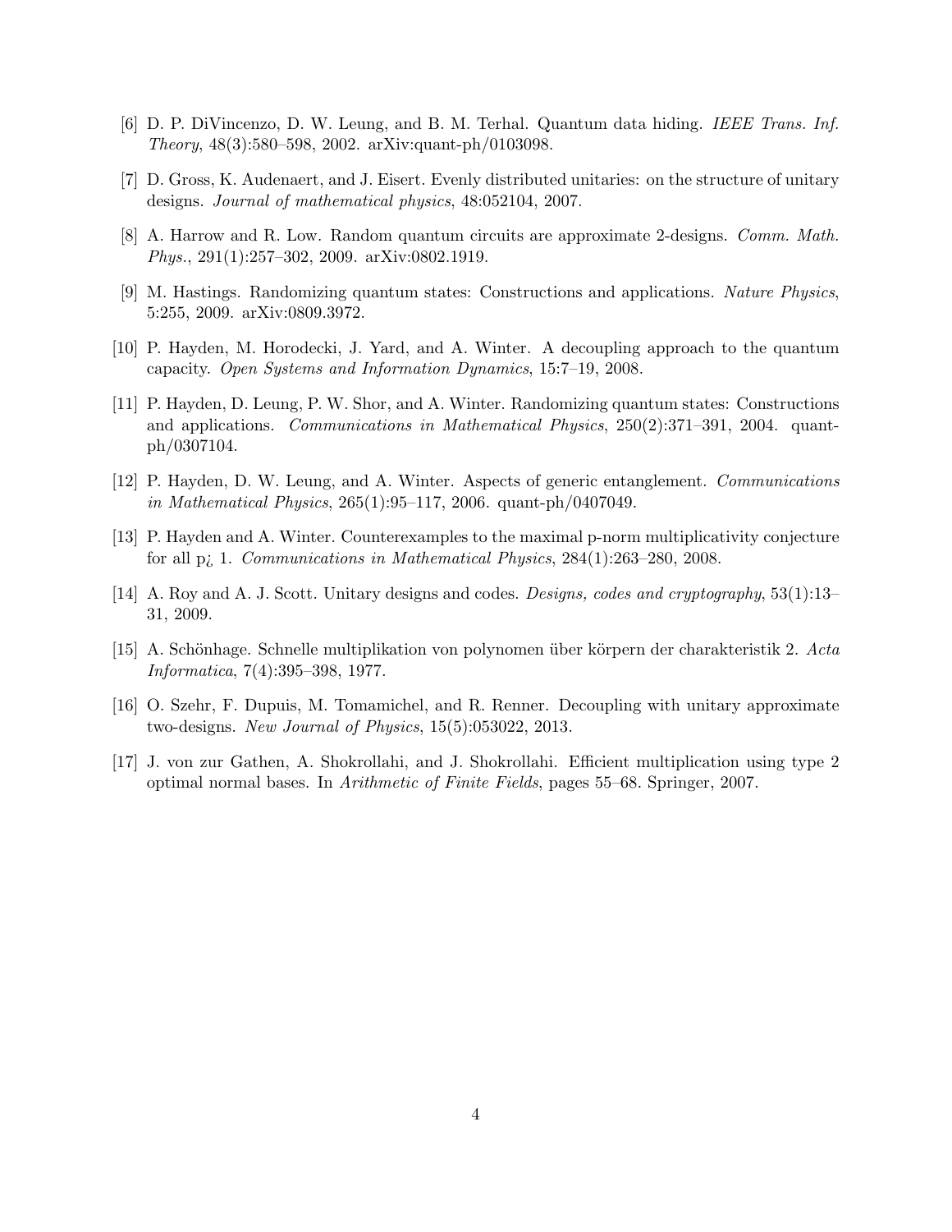[6] D. P. DiVincenzo, D. W. Leung, and B. M. Terhal. Quantum data hiding. *IEEE Trans. Inf. Theory*, 48(3):580–598, 2002. arXiv:quant-ph/0103098.

[7] D. Gross, K. Audenaert, and J. Eisert. Evenly distributed unitaries: on the structure of unitary designs. *Journal of mathematical physics*, 48:052104, 2007.

[8] A. Harrow and R. Low. Random quantum circuits are approximate 2-designs. *Comm. Math. Phys.*, 291(1):257–302, 2009. arXiv:0802.1919.

[9] M. Hastings. Randomizing quantum states: Constructions and applications. *Nature Physics*, 5:255, 2009. arXiv:0809.3972.

[10] P. Hayden, M. Horodecki, J. Yard, and A. Winter. A decoupling approach to the quantum capacity. *Open Systems and Information Dynamics*, 15:7–19, 2008.

[11] P. Hayden, D. Leung, P. W. Shor, and A. Winter. Randomizing quantum states: Constructions and applications. *Communications in Mathematical Physics*, 250(2):371–391, 2004. quant-ph/0307104.

[12] P. Hayden, D. W. Leung, and A. Winter. Aspects of generic entanglement. *Communications in Mathematical Physics*, 265(1):95–117, 2006. quant-ph/0407049.

[13] P. Hayden and A. Winter. Counterexamples to the maximal p-norm multiplicativity conjecture for all p¿ 1. *Communications in Mathematical Physics*, 284(1):263–280, 2008.

[14] A. Roy and A. J. Scott. Unitary designs and codes. *Designs, codes and cryptography*, 53(1):13–31, 2009.

[15] A. Schönhage. Schnelle multiplikation von polynomen über körpern der charakteristik 2. *Acta Informatica*, 7(4):395–398, 1977.

[16] O. Szehr, F. Dupuis, M. Tomamichel, and R. Renner. Decoupling with unitary approximate two-designs. *New Journal of Physics*, 15(5):053022, 2013.

[17] J. von zur Gathen, A. Shokrollahi, and J. Shokrollahi. Efficient multiplication using type 2 optimal normal bases. In *Arithmetic of Finite Fields*, pages 55–68. Springer, 2007.